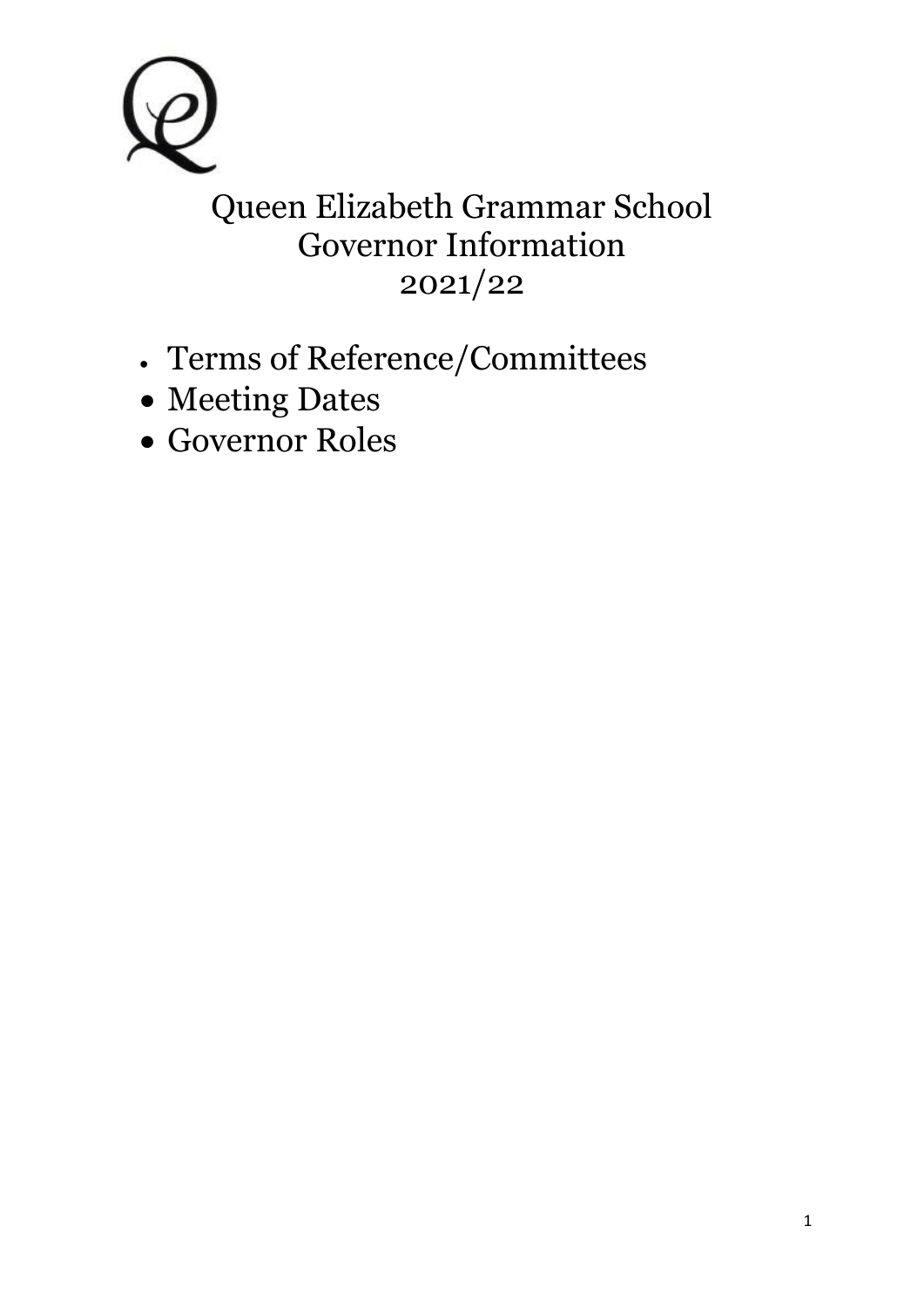# Queen Elizabeth Grammar School Governor Information 2021/22

- Terms of Reference/Committees
- Meeting Dates
- Governor Roles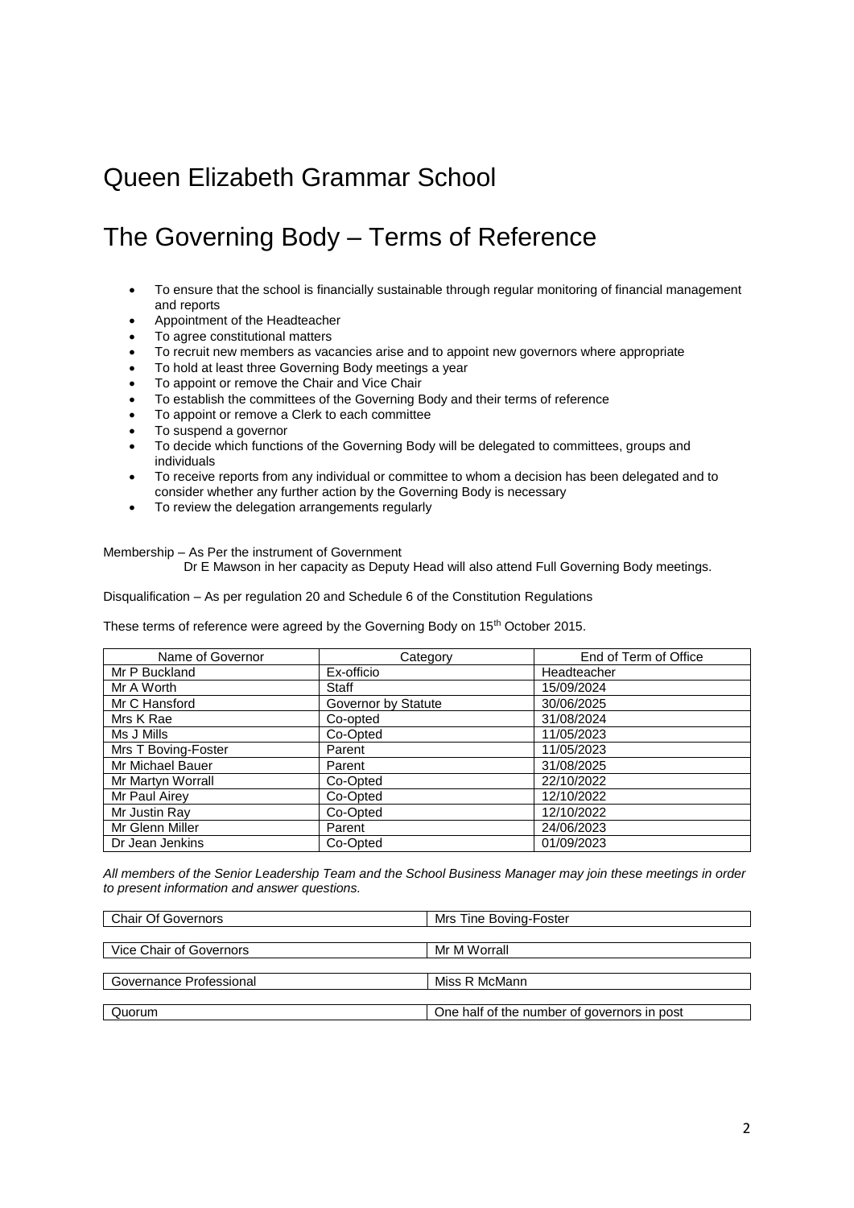# Queen Elizabeth Grammar School

## The Governing Body – Terms of Reference

- To ensure that the school is financially sustainable through regular monitoring of financial management and reports
- Appointment of the Headteacher
- To agree constitutional matters
- To recruit new members as vacancies arise and to appoint new governors where appropriate
- To hold at least three Governing Body meetings a year
- To appoint or remove the Chair and Vice Chair
- To establish the committees of the Governing Body and their terms of reference
- To appoint or remove a Clerk to each committee
- To suspend a governor
- To decide which functions of the Governing Body will be delegated to committees, groups and individuals
- To receive reports from any individual or committee to whom a decision has been delegated and to consider whether any further action by the Governing Body is necessary
- To review the delegation arrangements regularly

Membership – As Per the instrument of Government
Dr E Mawson in her capacity as Deputy Head will also attend Full Governing Body meetings.

Disqualification – As per regulation 20 and Schedule 6 of the Constitution Regulations

These terms of reference were agreed by the Governing Body on 15th October 2015.

| Name of Governor | Category | End of Term of Office |
|---|---|---|
| Mr P Buckland | Ex-officio | Headteacher |
| Mr A Worth | Staff | 15/09/2024 |
| Mr C Hansford | Governor by Statute | 30/06/2025 |
| Mrs K Rae | Co-opted | 31/08/2024 |
| Ms J Mills | Co-Opted | 11/05/2023 |
| Mrs T Boving-Foster | Parent | 11/05/2023 |
| Mr Michael Bauer | Parent | 31/08/2025 |
| Mr Martyn Worrall | Co-Opted | 22/10/2022 |
| Mr Paul Airey | Co-Opted | 12/10/2022 |
| Mr Justin Ray | Co-Opted | 12/10/2022 |
| Mr Glenn Miller | Parent | 24/06/2023 |
| Dr Jean Jenkins | Co-Opted | 01/09/2023 |

*All members of the Senior Leadership Team and the School Business Manager may join these meetings in order to present information and answer questions.*

| | |
|---|---|
| Chair Of Governors | Mrs Tine Boving-Foster |
| Vice Chair of Governors | Mr M Worrall |
| Governance Professional | Miss R McMann |
| Quorum | One half of the number of governors in post |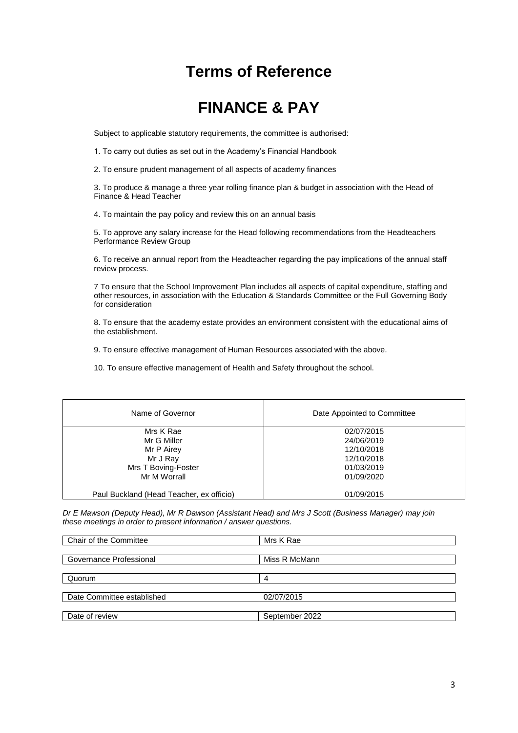# Terms of Reference

# FINANCE & PAY

Subject to applicable statutory requirements, the committee is authorised:

1. To carry out duties as set out in the Academy's Financial Handbook

2. To ensure prudent management of all aspects of academy finances

3. To produce & manage a three year rolling finance plan & budget in association with the Head of Finance & Head Teacher

4. To maintain the pay policy and review this on an annual basis

5. To approve any salary increase for the Head following recommendations from the Headteachers Performance Review Group

6. To receive an annual report from the Headteacher regarding the pay implications of the annual staff review process.

7 To ensure that the School Improvement Plan includes all aspects of capital expenditure, staffing and other resources, in association with the Education & Standards Committee or the Full Governing Body for consideration

8. To ensure that the academy estate provides an environment consistent with the educational aims of the establishment.

9. To ensure effective management of Human Resources associated with the above.

10. To ensure effective management of Health and Safety throughout the school.

| Name of Governor | Date Appointed to Committee |
|---|---|
| Mrs K Rae | 02/07/2015 |
| Mr G Miller | 24/06/2019 |
| Mr P Airey | 12/10/2018 |
| Mr J Ray | 12/10/2018 |
| Mrs T Boving-Foster | 01/03/2019 |
| Mr M Worrall | 01/09/2020 |
| Paul Buckland (Head Teacher, ex officio) | 01/09/2015 |

*Dr E Mawson (Deputy Head), Mr R Dawson (Assistant Head) and Mrs J Scott (Business Manager) may join these meetings in order to present information / answer questions.*

| | |
|---|---|
| Chair of the Committee | Mrs K Rae |
| Governance Professional | Miss R McMann |
| Quorum | 4 |
| Date Committee established | 02/07/2015 |
| Date of review | September 2022 |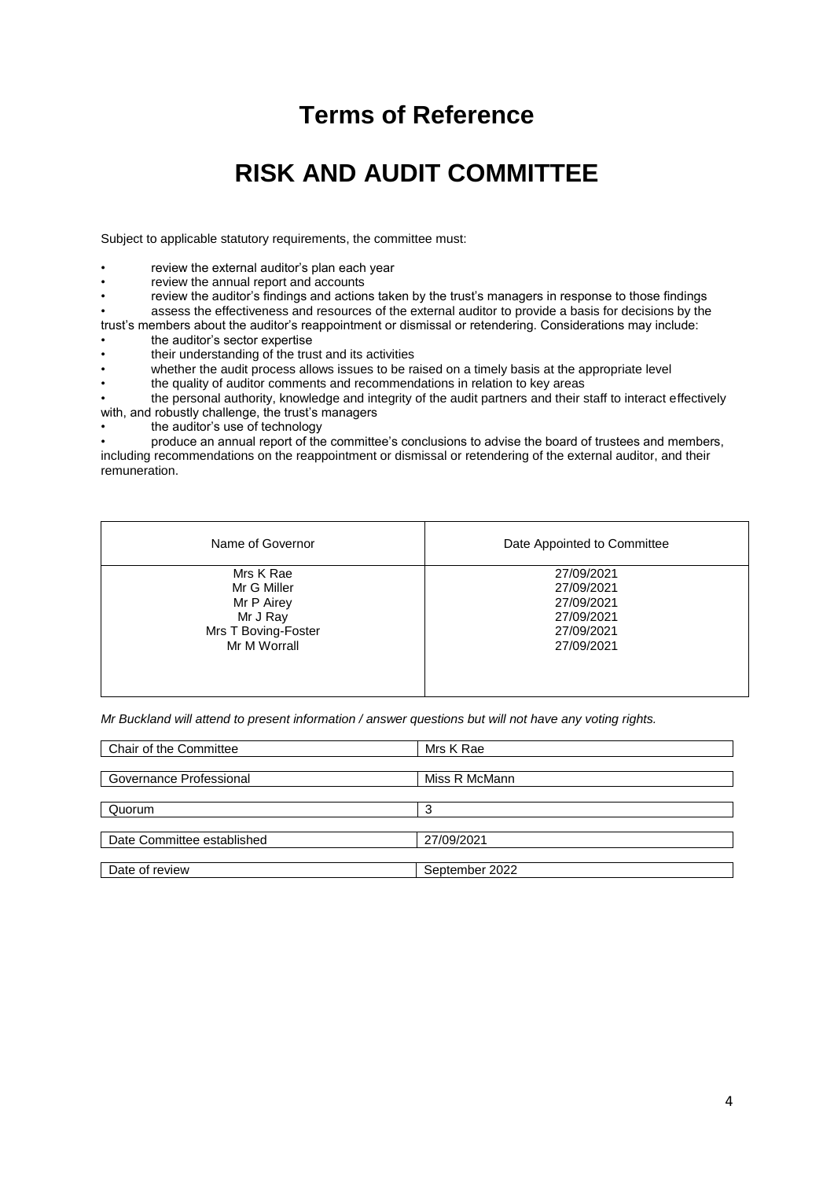# Terms of Reference

# RISK AND AUDIT COMMITTEE

Subject to applicable statutory requirements, the committee must:

- review the external auditor's plan each year
- review the annual report and accounts
- review the auditor's findings and actions taken by the trust's managers in response to those findings
- assess the effectiveness and resources of the external auditor to provide a basis for decisions by the trust's members about the auditor's reappointment or dismissal or retendering. Considerations may include:
- the auditor's sector expertise
- their understanding of the trust and its activities
- whether the audit process allows issues to be raised on a timely basis at the appropriate level
- the quality of auditor comments and recommendations in relation to key areas
- the personal authority, knowledge and integrity of the audit partners and their staff to interact effectively with, and robustly challenge, the trust's managers
- the auditor's use of technology
- produce an annual report of the committee's conclusions to advise the board of trustees and members, including recommendations on the reappointment or dismissal or retendering of the external auditor, and their remuneration.

| Name of Governor | Date Appointed to Committee |
|---|---|
| Mrs K Rae | 27/09/2021 |
| Mr G Miller | 27/09/2021 |
| Mr P Airey | 27/09/2021 |
| Mr J Ray | 27/09/2021 |
| Mrs T Boving-Foster | 27/09/2021 |
| Mr M Worrall | 27/09/2021 |

*Mr Buckland will attend to present information / answer questions but will not have any voting rights.*

| | |
|---|---|
| Chair of the Committee | Mrs K Rae |
| Governance Professional | Miss R McMann |
| Quorum | 3 |
| Date Committee established | 27/09/2021 |
| Date of review | September 2022 |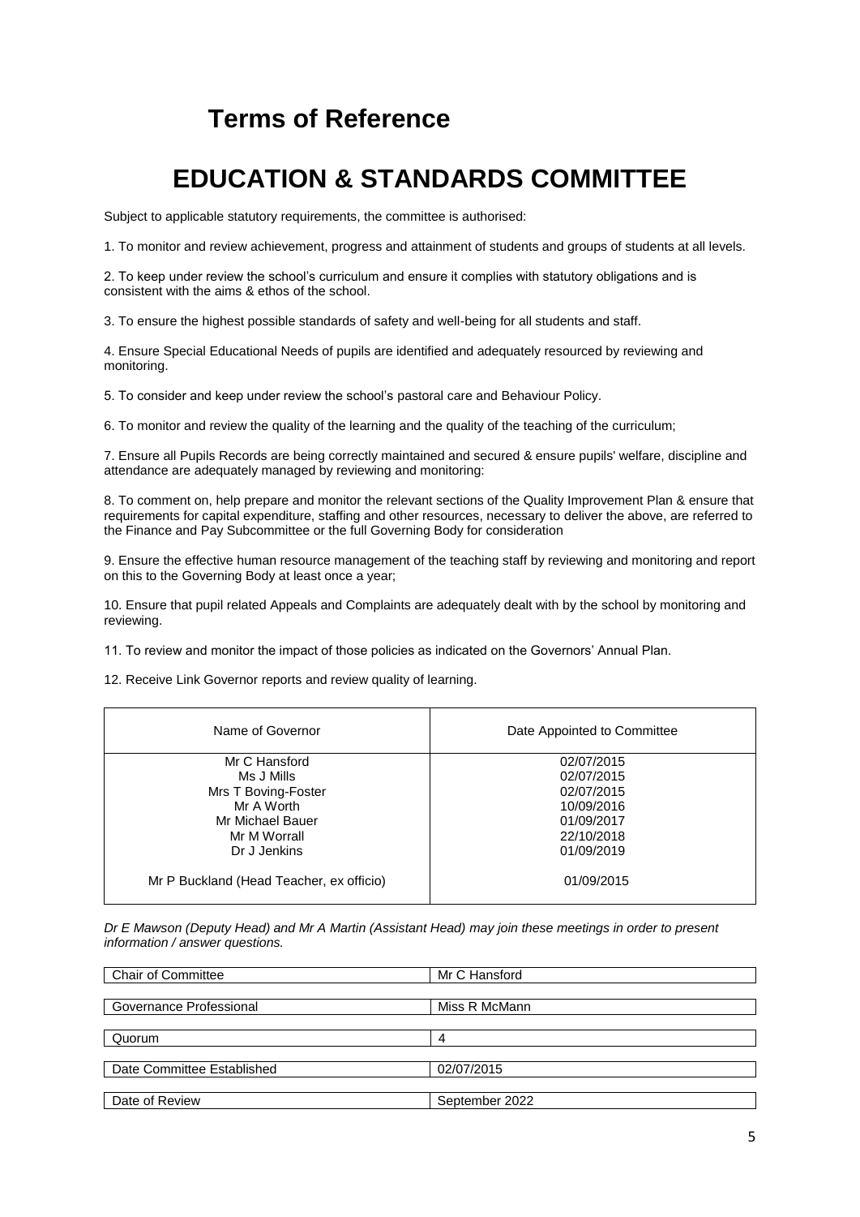## Terms of Reference

# EDUCATION & STANDARDS COMMITTEE

Subject to applicable statutory requirements, the committee is authorised:

1. To monitor and review achievement, progress and attainment of students and groups of students at all levels.

2. To keep under review the school's curriculum and ensure it complies with statutory obligations and is consistent with the aims & ethos of the school.

3. To ensure the highest possible standards of safety and well-being for all students and staff.

4. Ensure Special Educational Needs of pupils are identified and adequately resourced by reviewing and monitoring.

5. To consider and keep under review the school's pastoral care and Behaviour Policy.

6. To monitor and review the quality of the learning and the quality of the teaching of the curriculum;

7. Ensure all Pupils Records are being correctly maintained and secured & ensure pupils' welfare, discipline and attendance are adequately managed by reviewing and monitoring:

8. To comment on, help prepare and monitor the relevant sections of the Quality Improvement Plan & ensure that requirements for capital expenditure, staffing and other resources, necessary to deliver the above, are referred to the Finance and Pay Subcommittee or the full Governing Body for consideration

9. Ensure the effective human resource management of the teaching staff by reviewing and monitoring and report on this to the Governing Body at least once a year;

10. Ensure that pupil related Appeals and Complaints are adequately dealt with by the school by monitoring and reviewing.

11. To review and monitor the impact of those policies as indicated on the Governors' Annual Plan.

12. Receive Link Governor reports and review quality of learning.

| Name of Governor | Date Appointed to Committee |
|---|---|
| Mr C Hansford | 02/07/2015 |
| Ms J Mills | 02/07/2015 |
| Mrs T Boving-Foster | 02/07/2015 |
| Mr A Worth | 10/09/2016 |
| Mr Michael Bauer | 01/09/2017 |
| Mr M Worrall | 22/10/2018 |
| Dr J Jenkins | 01/09/2019 |
| Mr P Buckland (Head Teacher, ex officio) | 01/09/2015 |

*Dr E Mawson (Deputy Head) and Mr A Martin (Assistant Head) may join these meetings in order to present information / answer questions.*

| | |
|---|---|
| Chair of Committee | Mr C Hansford |
| Governance Professional | Miss R McMann |
| Quorum | 4 |
| Date Committee Established | 02/07/2015 |
| Date of Review | September 2022 |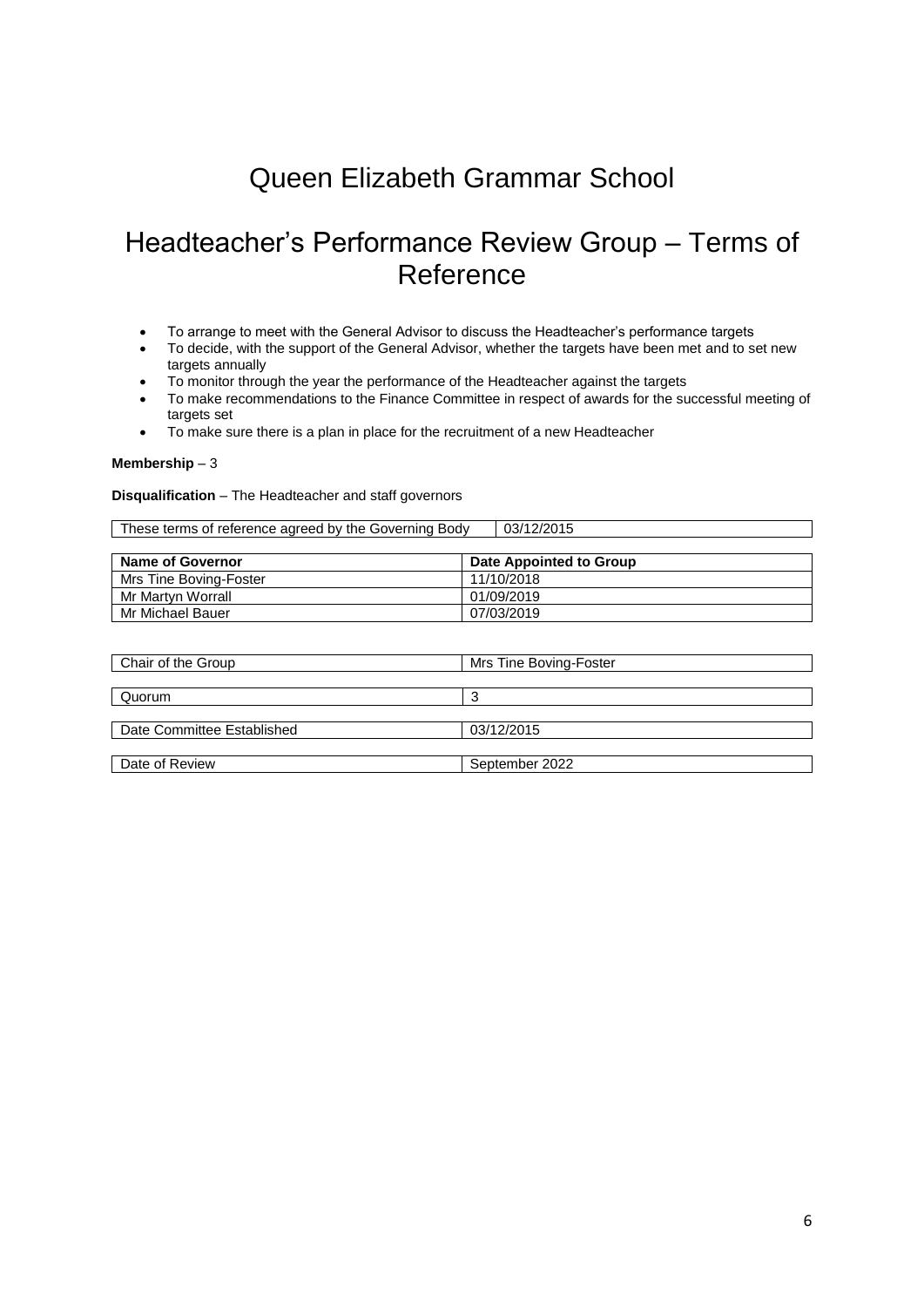# Queen Elizabeth Grammar School

## Headteacher's Performance Review Group – Terms of Reference

- To arrange to meet with the General Advisor to discuss the Headteacher's performance targets
- To decide, with the support of the General Advisor, whether the targets have been met and to set new targets annually
- To monitor through the year the performance of the Headteacher against the targets
- To make recommendations to the Finance Committee in respect of awards for the successful meeting of targets set
- To make sure there is a plan in place for the recruitment of a new Headteacher

**Membership** – 3

**Disqualification** – The Headteacher and staff governors

| These terms of reference agreed by the Governing Body | 03/12/2015 |
|---|---|

| Name of Governor | Date Appointed to Group |
|---|---|
| Mrs Tine Boving-Foster | 11/10/2018 |
| Mr Martyn Worrall | 01/09/2019 |
| Mr Michael Bauer | 07/03/2019 |

| Chair of the Group | Mrs Tine Boving-Foster |
|---|---|
| Quorum | 3 |
| Date Committee Established | 03/12/2015 |
| Date of Review | September 2022 |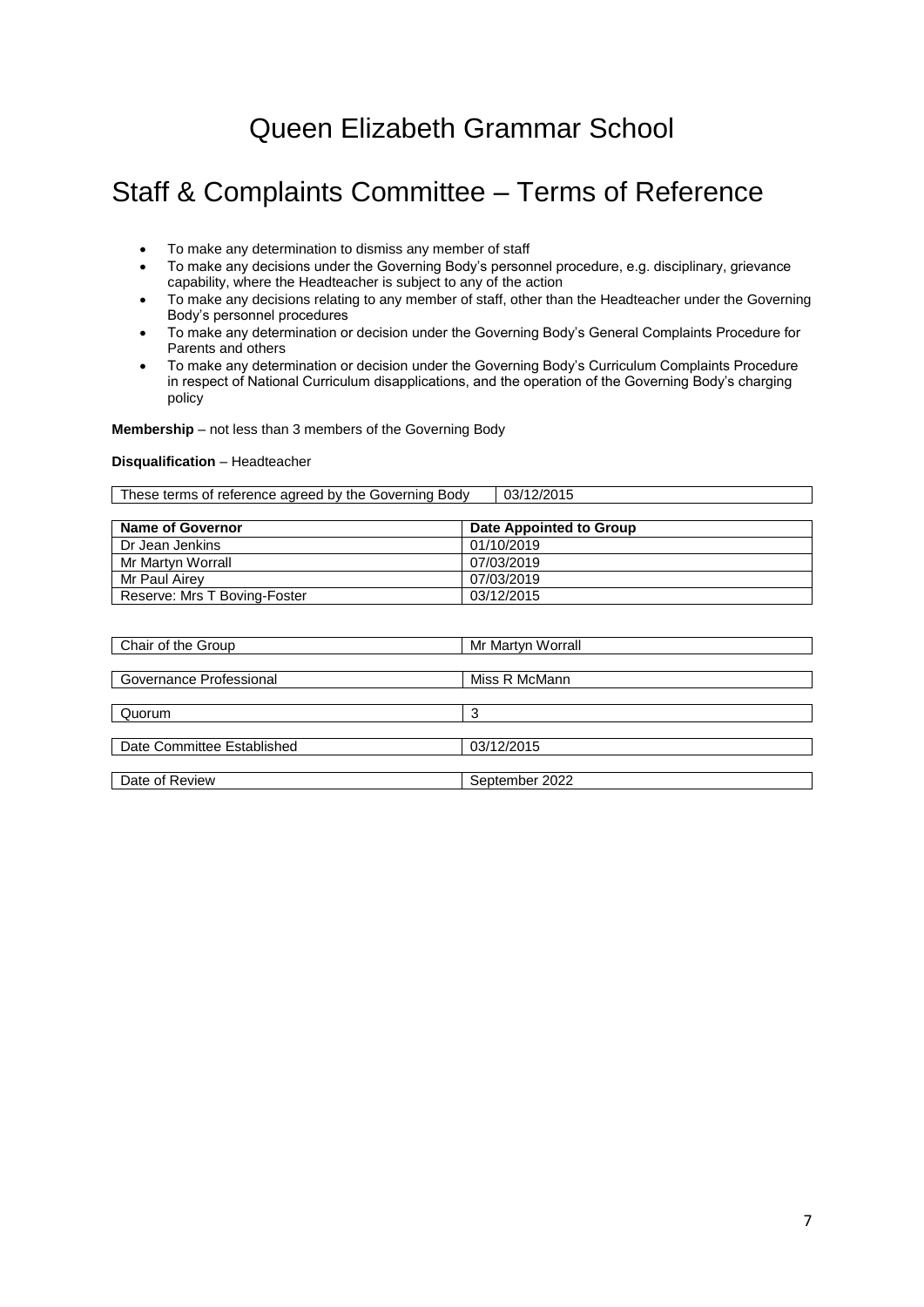# Queen Elizabeth Grammar School

## Staff & Complaints Committee – Terms of Reference

- To make any determination to dismiss any member of staff
- To make any decisions under the Governing Body's personnel procedure, e.g. disciplinary, grievance capability, where the Headteacher is subject to any of the action
- To make any decisions relating to any member of staff, other than the Headteacher under the Governing Body's personnel procedures
- To make any determination or decision under the Governing Body's General Complaints Procedure for Parents and others
- To make any determination or decision under the Governing Body's Curriculum Complaints Procedure in respect of National Curriculum disapplications, and the operation of the Governing Body's charging policy

**Membership** – not less than 3 members of the Governing Body

**Disqualification** – Headteacher

| These terms of reference agreed by the Governing Body | 03/12/2015 |
|---|---|

| **Name of Governor** | **Date Appointed to Group** |
|---|---|
| Dr Jean Jenkins | 01/10/2019 |
| Mr Martyn Worrall | 07/03/2019 |
| Mr Paul Airey | 07/03/2019 |
| Reserve: Mrs T Boving-Foster | 03/12/2015 |

| Chair of the Group | Mr Martyn Worrall |
|---|---|
| Governance Professional | Miss R McMann |
| Quorum | 3 |
| Date Committee Established | 03/12/2015 |
| Date of Review | September 2022 |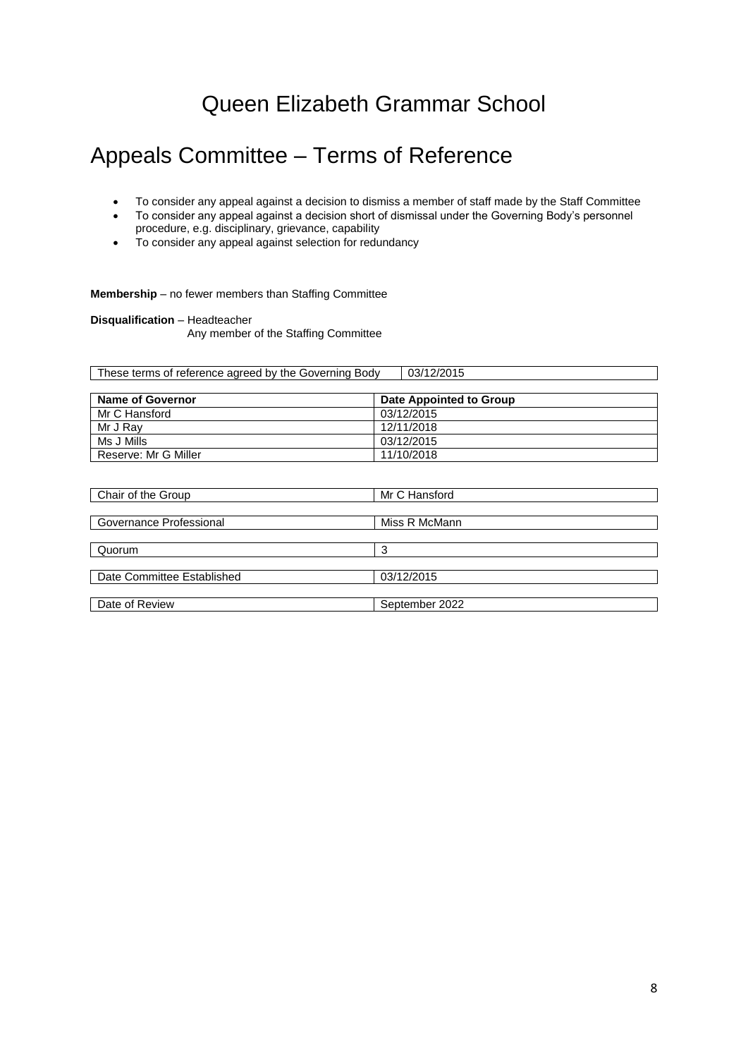# Queen Elizabeth Grammar School

## Appeals Committee – Terms of Reference

- To consider any appeal against a decision to dismiss a member of staff made by the Staff Committee
- To consider any appeal against a decision short of dismissal under the Governing Body's personnel procedure, e.g. disciplinary, grievance, capability
- To consider any appeal against selection for redundancy

**Membership** – no fewer members than Staffing Committee

**Disqualification** – Headteacher
Any member of the Staffing Committee

| These terms of reference agreed by the Governing Body | 03/12/2015 |
|---|---|

| Name of Governor | Date Appointed to Group |
|---|---|
| Mr C Hansford | 03/12/2015 |
| Mr J Ray | 12/11/2018 |
| Ms J Mills | 03/12/2015 |
| Reserve: Mr G Miller | 11/10/2018 |

| | |
|---|---|
| Chair of the Group | Mr C Hansford |
| Governance Professional | Miss R McMann |
| Quorum | 3 |
| Date Committee Established | 03/12/2015 |
| Date of Review | September 2022 |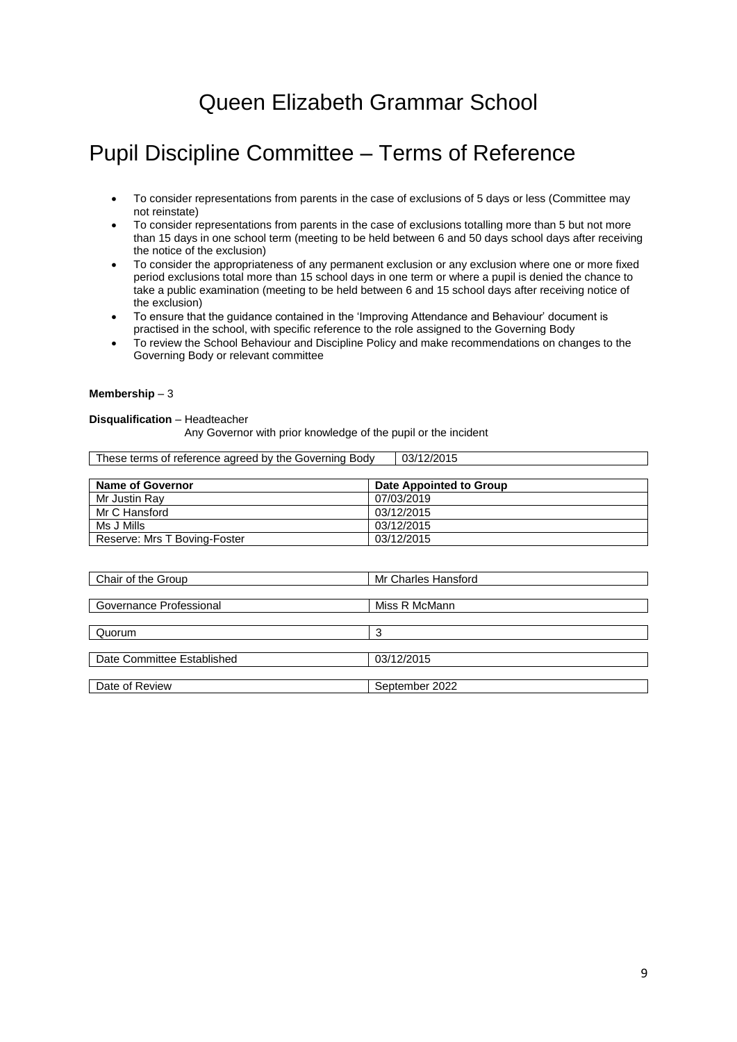# Queen Elizabeth Grammar School

## Pupil Discipline Committee – Terms of Reference

- To consider representations from parents in the case of exclusions of 5 days or less (Committee may not reinstate)
- To consider representations from parents in the case of exclusions totalling more than 5 but not more than 15 days in one school term (meeting to be held between 6 and 50 days school days after receiving the notice of the exclusion)
- To consider the appropriateness of any permanent exclusion or any exclusion where one or more fixed period exclusions total more than 15 school days in one term or where a pupil is denied the chance to take a public examination (meeting to be held between 6 and 15 school days after receiving notice of the exclusion)
- To ensure that the guidance contained in the 'Improving Attendance and Behaviour' document is practised in the school, with specific reference to the role assigned to the Governing Body
- To review the School Behaviour and Discipline Policy and make recommendations on changes to the Governing Body or relevant committee

**Membership** – 3

**Disqualification** – Headteacher
Any Governor with prior knowledge of the pupil or the incident

| These terms of reference agreed by the Governing Body | 03/12/2015 |
|---|---|

| Name of Governor | Date Appointed to Group |
|---|---|
| Mr Justin Ray | 07/03/2019 |
| Mr C Hansford | 03/12/2015 |
| Ms J Mills | 03/12/2015 |
| Reserve: Mrs T Boving-Foster | 03/12/2015 |

| Chair of the Group | Mr Charles Hansford |
|---|---|
| Governance Professional | Miss R McMann |
| Quorum | 3 |
| Date Committee Established | 03/12/2015 |
| Date of Review | September 2022 |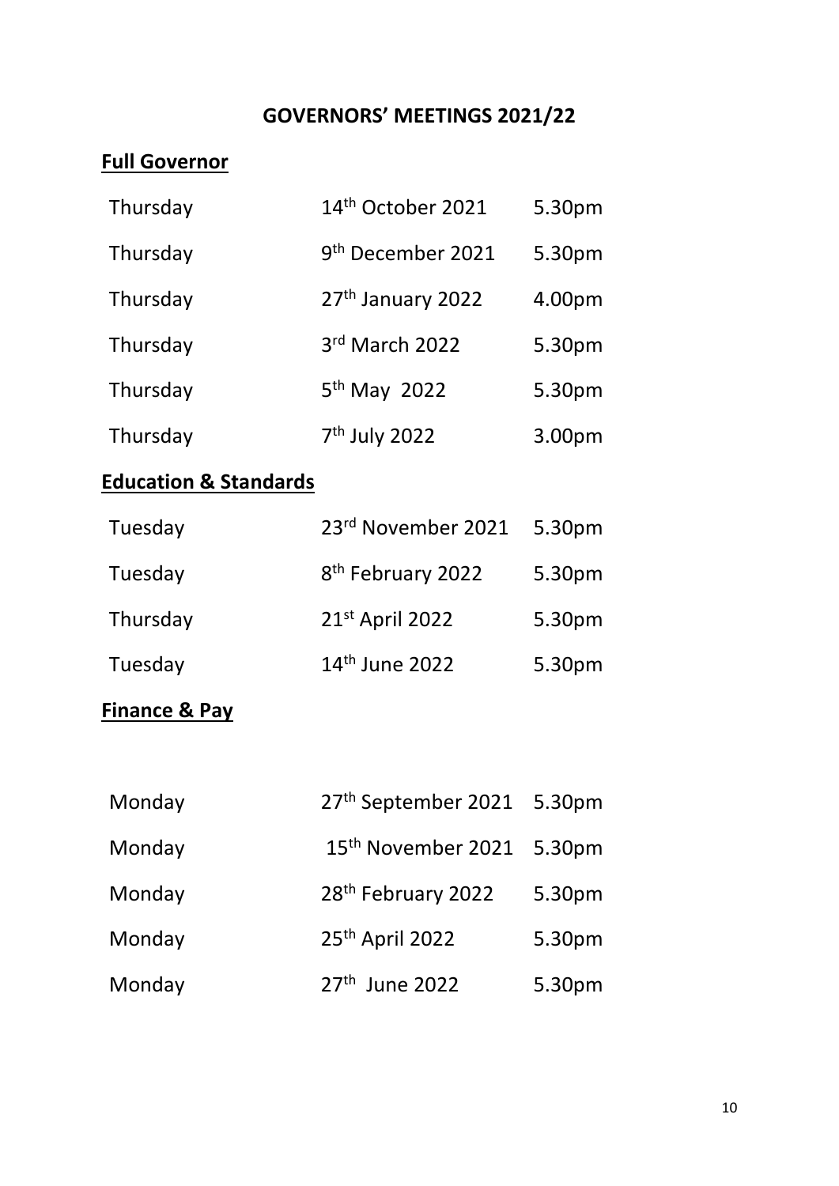# GOVERNORS' MEETINGS 2021/22

## Full Governor

| | | |
|---|---|---|
| Thursday | 14th October 2021 | 5.30pm |
| Thursday | 9th December 2021 | 5.30pm |
| Thursday | 27th January 2022 | 4.00pm |
| Thursday | 3rd March 2022 | 5.30pm |
| Thursday | 5th May 2022 | 5.30pm |
| Thursday | 7th July 2022 | 3.00pm |

## Education & Standards

| | | |
|---|---|---|
| Tuesday | 23rd November 2021 | 5.30pm |
| Tuesday | 8th February 2022 | 5.30pm |
| Thursday | 21st April 2022 | 5.30pm |
| Tuesday | 14th June 2022 | 5.30pm |

## Finance & Pay

| | | |
|---|---|---|
| Monday | 27th September 2021 | 5.30pm |
| Monday | 15th November 2021 | 5.30pm |
| Monday | 28th February 2022 | 5.30pm |
| Monday | 25th April 2022 | 5.30pm |
| Monday | 27th June 2022 | 5.30pm |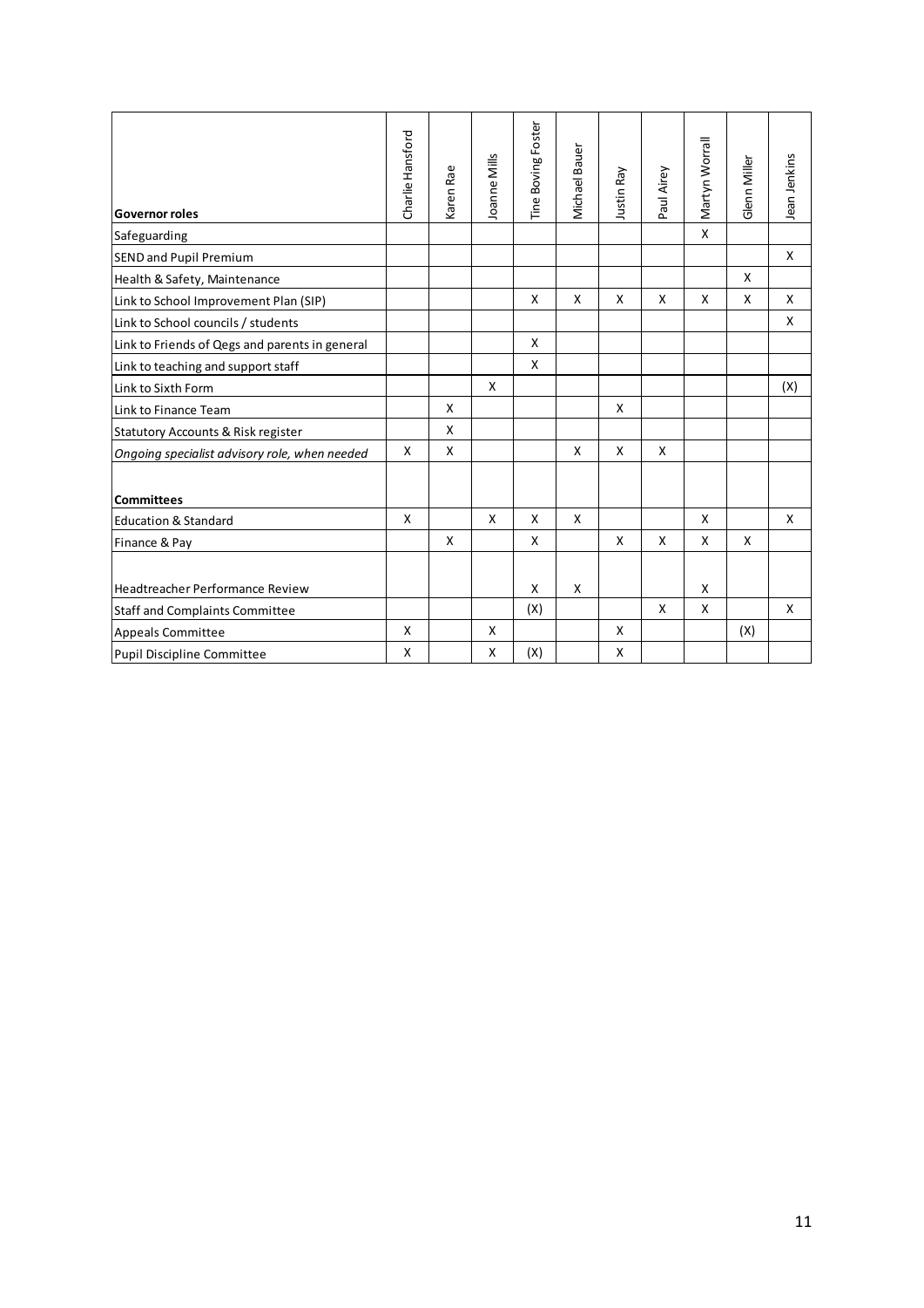| Governor roles | Charlie Hansford | Karen Rae | Joanne Mills | Tine Boving Foster | Michael Bauer | Justin Ray | Paul Airey | Martyn Worrall | Glenn Miller | Jean Jenkins |
|---|---|---|---|---|---|---|---|---|---|---|
| Safeguarding | | | | | | | | X | | |
| SEND and Pupil Premium | | | | | | | | | | X |
| Health & Safety, Maintenance | | | | | | | | | X | |
| Link to School Improvement Plan (SIP) | | | | X | X | X | X | X | X | X |
| Link to School councils / students | | | | | | | | | | X |
| Link to Friends of Qegs and parents in general | | | | X | | | | | | |
| Link to teaching and support staff | | | | X | | | | | | |
| Link to Sixth Form | | | X | | | | | | | (X) |
| Link to Finance Team | | X | | | | X | | | | |
| Statutory Accounts & Risk register | | X | | | | | | | | |
| *Ongoing specialist advisory role, when needed* | X | X | | | X | X | X | | | |
| **Committees** | | | | | | | | | | |
| Education & Standard | X | | X | X | X | | | X | | X |
| Finance & Pay | | X | | X | | X | X | X | X | |
| Headtreacher Performance Review | | | | X | X | | | X | | |
| Staff and Complaints Committee | | | | (X) | | | X | X | | X |
| Appeals Committee | X | | X | | | X | | | (X) | |
| Pupil Discipline Committee | X | | X | (X) | | X | | | | |